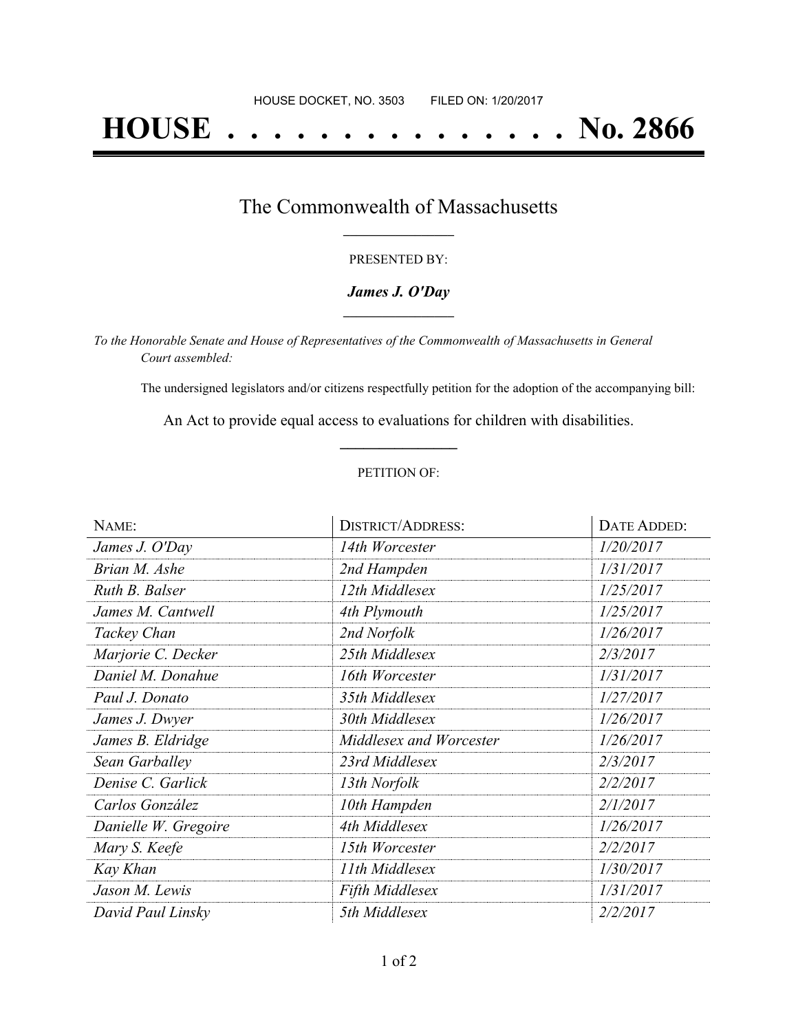HOUSE DOCKET, NO. 3503 FILED ON: 1/20/2017

# HOUSE . . . . . . . . . . . . . . . No. 2866

## The Commonwealth of Massachusetts

PRESENTED BY:

***James J. O'Day***

*To the Honorable Senate and House of Representatives of the Commonwealth of Massachusetts in General Court assembled:*

The undersigned legislators and/or citizens respectfully petition for the adoption of the accompanying bill:

An Act to provide equal access to evaluations for children with disabilities.

PETITION OF:

| NAME: | DISTRICT/ADDRESS: | DATE ADDED: |
|---|---|---|
| *James J. O'Day* | *14th Worcester* | *1/20/2017* |
| *Brian M. Ashe* | *2nd Hampden* | *1/31/2017* |
| *Ruth B. Balser* | *12th Middlesex* | *1/25/2017* |
| *James M. Cantwell* | *4th Plymouth* | *1/25/2017* |
| *Tackey Chan* | *2nd Norfolk* | *1/26/2017* |
| *Marjorie C. Decker* | *25th Middlesex* | *2/3/2017* |
| *Daniel M. Donahue* | *16th Worcester* | *1/31/2017* |
| *Paul J. Donato* | *35th Middlesex* | *1/27/2017* |
| *James J. Dwyer* | *30th Middlesex* | *1/26/2017* |
| *James B. Eldridge* | *Middlesex and Worcester* | *1/26/2017* |
| *Sean Garballey* | *23rd Middlesex* | *2/3/2017* |
| *Denise C. Garlick* | *13th Norfolk* | *2/2/2017* |
| *Carlos González* | *10th Hampden* | *2/1/2017* |
| *Danielle W. Gregoire* | *4th Middlesex* | *1/26/2017* |
| *Mary S. Keefe* | *15th Worcester* | *2/2/2017* |
| *Kay Khan* | *11th Middlesex* | *1/30/2017* |
| *Jason M. Lewis* | *Fifth Middlesex* | *1/31/2017* |
| *David Paul Linsky* | *5th Middlesex* | *2/2/2017* |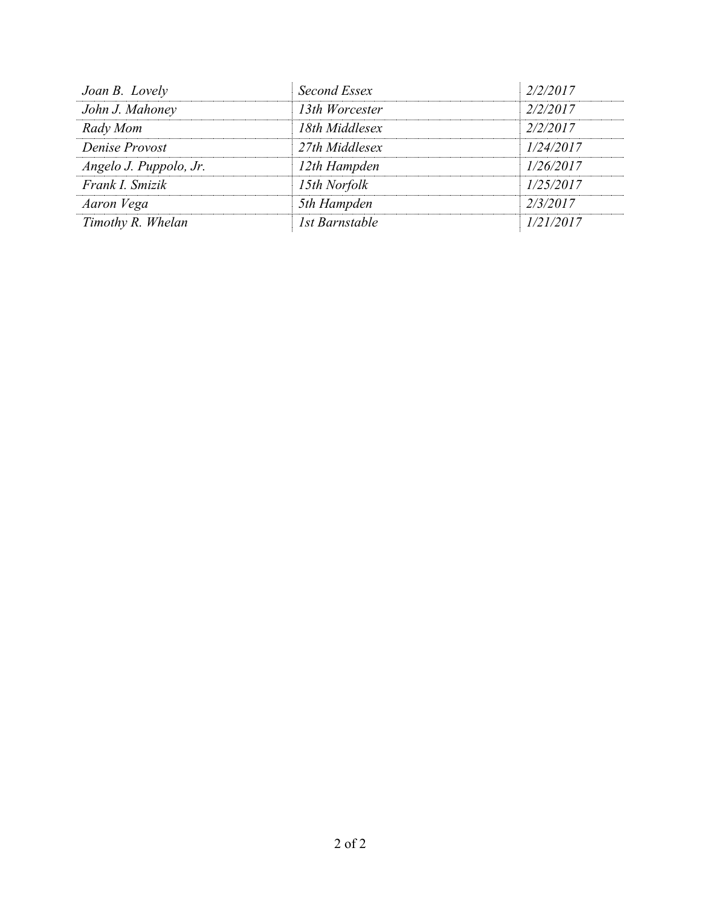| | | |
|---|---|---|
| *Joan B.  Lovely* | *Second Essex* | *2/2/2017* |
| *John J. Mahoney* | *13th Worcester* | *2/2/2017* |
| *Rady Mom* | *18th Middlesex* | *2/2/2017* |
| *Denise Provost* | *27th Middlesex* | *1/24/2017* |
| *Angelo J. Puppolo, Jr.* | *12th Hampden* | *1/26/2017* |
| *Frank I. Smizik* | *15th Norfolk* | *1/25/2017* |
| *Aaron Vega* | *5th Hampden* | *2/3/2017* |
| *Timothy R. Whelan* | *1st Barnstable* | *1/21/2017* |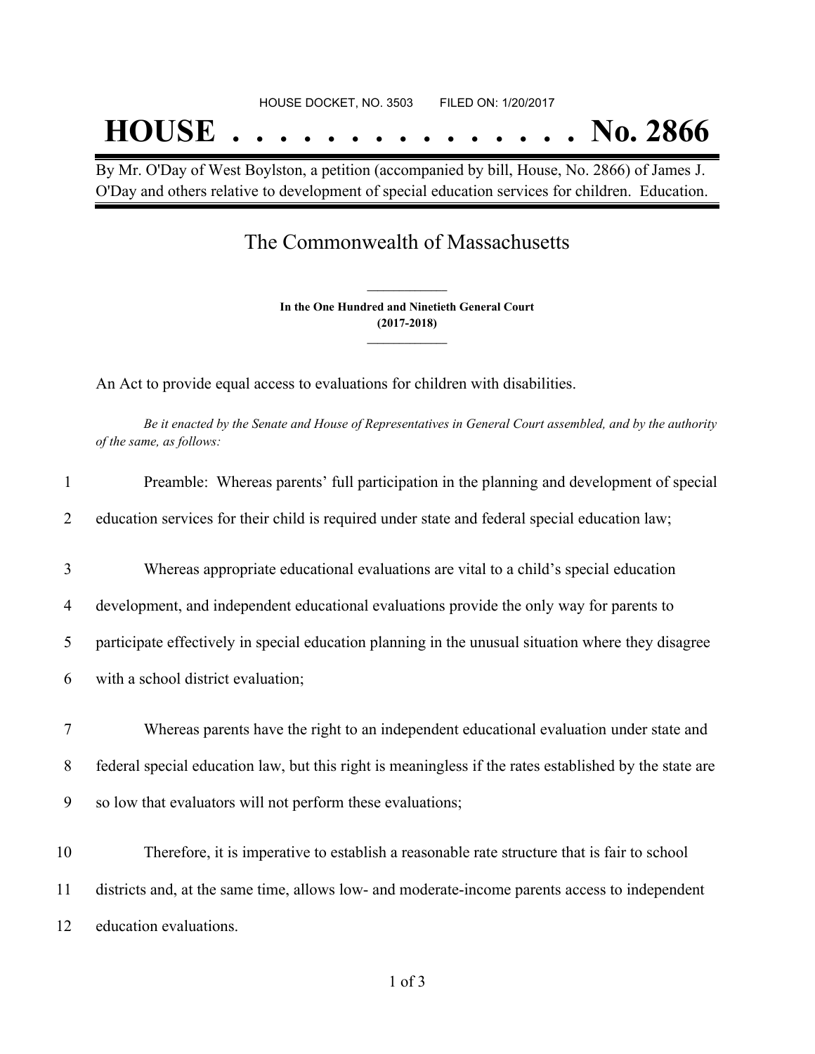HOUSE DOCKET, NO. 3503 FILED ON: 1/20/2017

# HOUSE . . . . . . . . . . . . . . . No. 2866

By Mr. O'Day of West Boylston, a petition (accompanied by bill, House, No. 2866) of James J. O'Day and others relative to development of special education services for children. Education.

## The Commonwealth of Massachusetts

**In the One Hundred and Ninetieth General Court (2017-2018)**

An Act to provide equal access to evaluations for children with disabilities.

*Be it enacted by the Senate and House of Representatives in General Court assembled, and by the authority of the same, as follows:*

1 Preamble: Whereas parents' full participation in the planning and development of special
2 education services for their child is required under state and federal special education law;

3 Whereas appropriate educational evaluations are vital to a child's special education
4 development, and independent educational evaluations provide the only way for parents to
5 participate effectively in special education planning in the unusual situation where they disagree
6 with a school district evaluation;

7 Whereas parents have the right to an independent educational evaluation under state and
8 federal special education law, but this right is meaningless if the rates established by the state are
9 so low that evaluators will not perform these evaluations;

10 Therefore, it is imperative to establish a reasonable rate structure that is fair to school
11 districts and, at the same time, allows low- and moderate-income parents access to independent
12 education evaluations.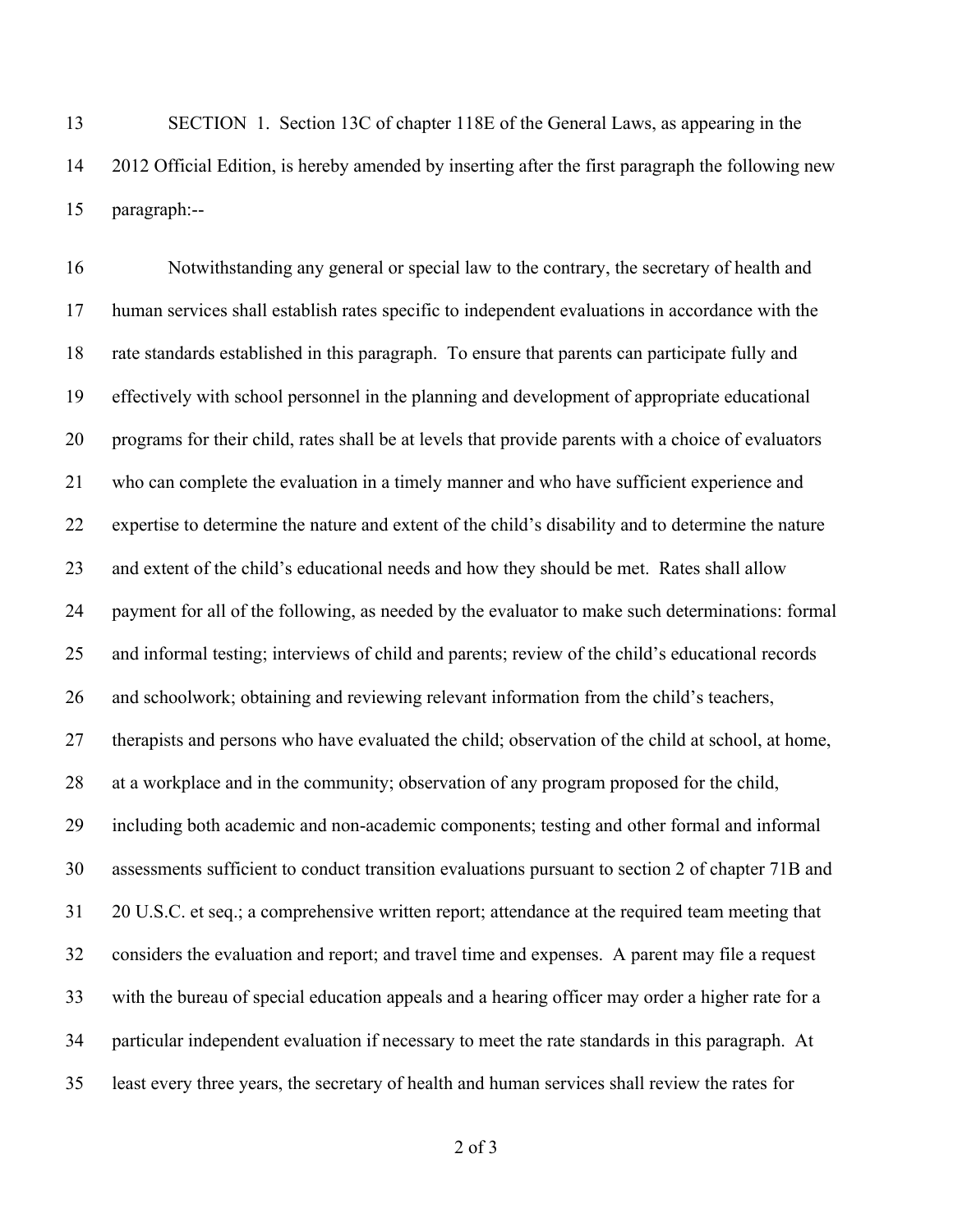SECTION 1. Section 13C of chapter 118E of the General Laws, as appearing in the 2012 Official Edition, is hereby amended by inserting after the first paragraph the following new paragraph:--

Notwithstanding any general or special law to the contrary, the secretary of health and human services shall establish rates specific to independent evaluations in accordance with the rate standards established in this paragraph. To ensure that parents can participate fully and effectively with school personnel in the planning and development of appropriate educational programs for their child, rates shall be at levels that provide parents with a choice of evaluators who can complete the evaluation in a timely manner and who have sufficient experience and expertise to determine the nature and extent of the child's disability and to determine the nature and extent of the child's educational needs and how they should be met. Rates shall allow payment for all of the following, as needed by the evaluator to make such determinations: formal and informal testing; interviews of child and parents; review of the child's educational records and schoolwork; obtaining and reviewing relevant information from the child's teachers, therapists and persons who have evaluated the child; observation of the child at school, at home, at a workplace and in the community; observation of any program proposed for the child, including both academic and non-academic components; testing and other formal and informal assessments sufficient to conduct transition evaluations pursuant to section 2 of chapter 71B and 20 U.S.C. et seq.; a comprehensive written report; attendance at the required team meeting that considers the evaluation and report; and travel time and expenses. A parent may file a request with the bureau of special education appeals and a hearing officer may order a higher rate for a particular independent evaluation if necessary to meet the rate standards in this paragraph. At least every three years, the secretary of health and human services shall review the rates for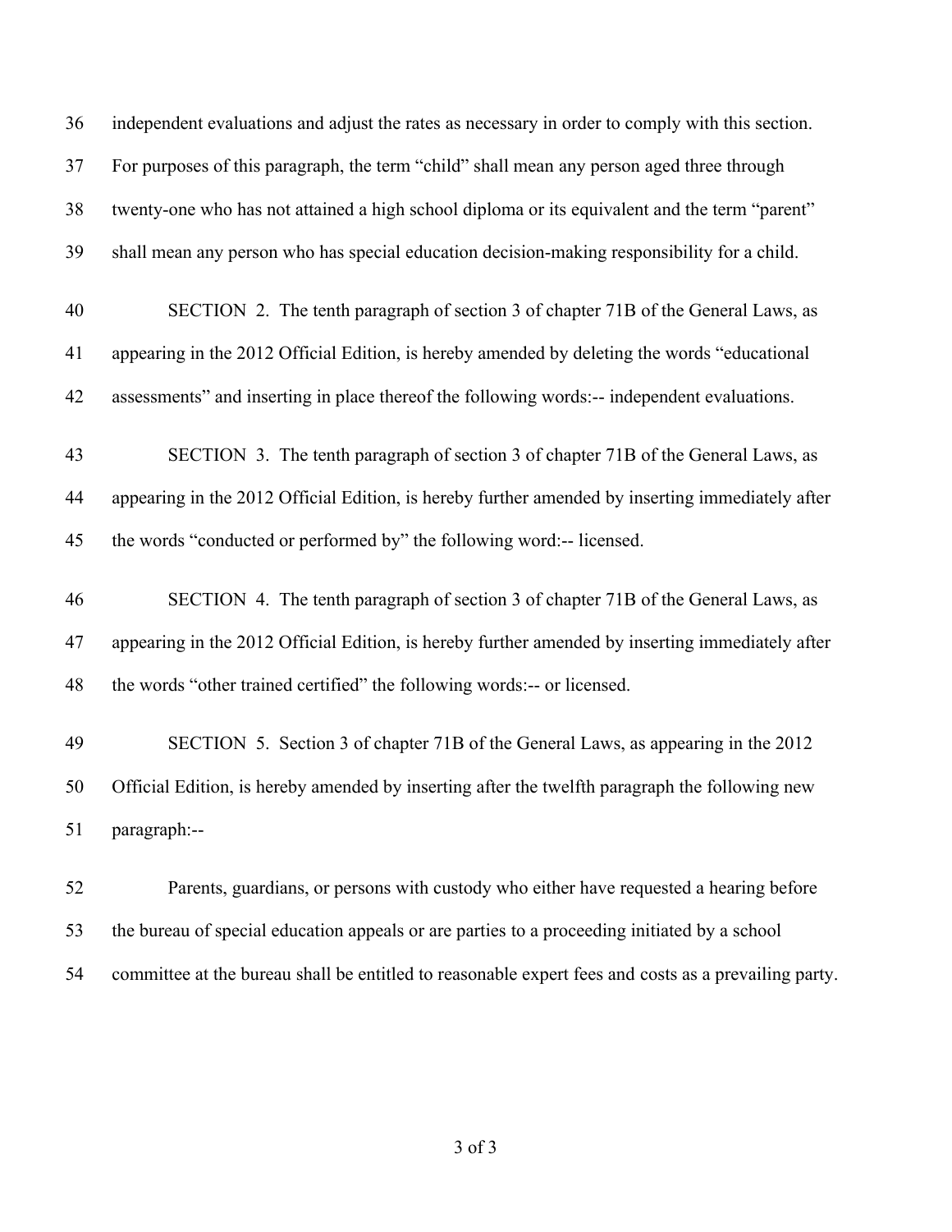independent evaluations and adjust the rates as necessary in order to comply with this section. For purposes of this paragraph, the term "child" shall mean any person aged three through twenty-one who has not attained a high school diploma or its equivalent and the term "parent" shall mean any person who has special education decision-making responsibility for a child.

SECTION 2. The tenth paragraph of section 3 of chapter 71B of the General Laws, as appearing in the 2012 Official Edition, is hereby amended by deleting the words "educational assessments" and inserting in place thereof the following words:-- independent evaluations.

SECTION 3. The tenth paragraph of section 3 of chapter 71B of the General Laws, as appearing in the 2012 Official Edition, is hereby further amended by inserting immediately after the words "conducted or performed by" the following word:-- licensed.

SECTION 4. The tenth paragraph of section 3 of chapter 71B of the General Laws, as appearing in the 2012 Official Edition, is hereby further amended by inserting immediately after the words "other trained certified" the following words:-- or licensed.

SECTION 5. Section 3 of chapter 71B of the General Laws, as appearing in the 2012 Official Edition, is hereby amended by inserting after the twelfth paragraph the following new paragraph:--

Parents, guardians, or persons with custody who either have requested a hearing before the bureau of special education appeals or are parties to a proceeding initiated by a school committee at the bureau shall be entitled to reasonable expert fees and costs as a prevailing party.